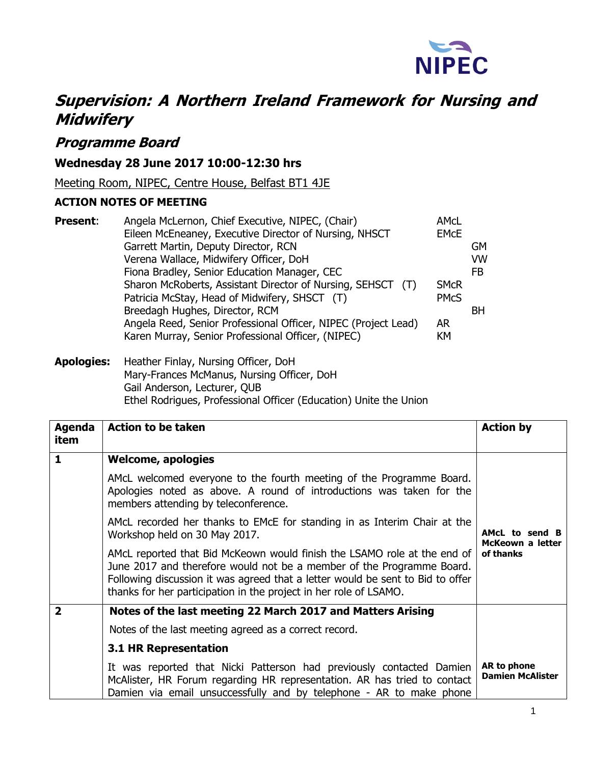NIPEC

# *Supervision: A Northern Ireland Framework for Nursing and Midwifery*

## *Programme Board*

### Wednesday 28 June 2017 10:00-12:30 hrs

Meeting Room, NIPEC, Centre House, Belfast BT1 4JE

**ACTION NOTES OF MEETING**

**Present**:

| | |
|---|---|
| Angela McLernon, Chief Executive, NIPEC, (Chair) | AMcL |
| Eileen McEneaney, Executive Director of Nursing, NHSCT | EMcE |
| Garrett Martin, Deputy Director, RCN | GM |
| Verena Wallace, Midwifery Officer, DoH | VW |
| Fiona Bradley, Senior Education Manager, CEC | FB |
| Sharon McRoberts, Assistant Director of Nursing, SEHSCT (T) | SMcR |
| Patricia McStay, Head of Midwifery, SHSCT (T) | PMcS |
| Breedagh Hughes, Director, RCM | BH |
| Angela Reed, Senior Professional Officer, NIPEC (Project Lead) | AR |
| Karen Murray, Senior Professional Officer, (NIPEC) | KM |

**Apologies:**
Heather Finlay, Nursing Officer, DoH
Mary-Frances McManus, Nursing Officer, DoH
Gail Anderson, Lecturer, QUB
Ethel Rodrigues, Professional Officer (Education) Unite the Union

| Agenda item | Action to be taken | Action by |
|---|---|---|
| **1** | **Welcome, apologies**<br><br>AMcL welcomed everyone to the fourth meeting of the Programme Board. Apologies noted as above. A round of introductions was taken for the members attending by teleconference.<br><br>AMcL recorded her thanks to EMcE for standing in as Interim Chair at the Workshop held on 30 May 2017.<br><br>AMcL reported that Bid McKeown would finish the LSAMO role at the end of June 2017 and therefore would not be a member of the Programme Board. Following discussion it was agreed that a letter would be sent to Bid to offer thanks for her participation in the project in her role of LSAMO. | **AMcL to send B McKeown a letter of thanks** |
| **2** | **Notes of the last meeting 22 March 2017 and Matters Arising**<br><br>Notes of the last meeting agreed as a correct record.<br><br>**3.1 HR Representation**<br><br>It was reported that Nicki Patterson had previously contacted Damien McAlister, HR Forum regarding HR representation. AR has tried to contact Damien via email unsuccessfully and by telephone - AR to make phone | **AR to phone Damien McAlister** |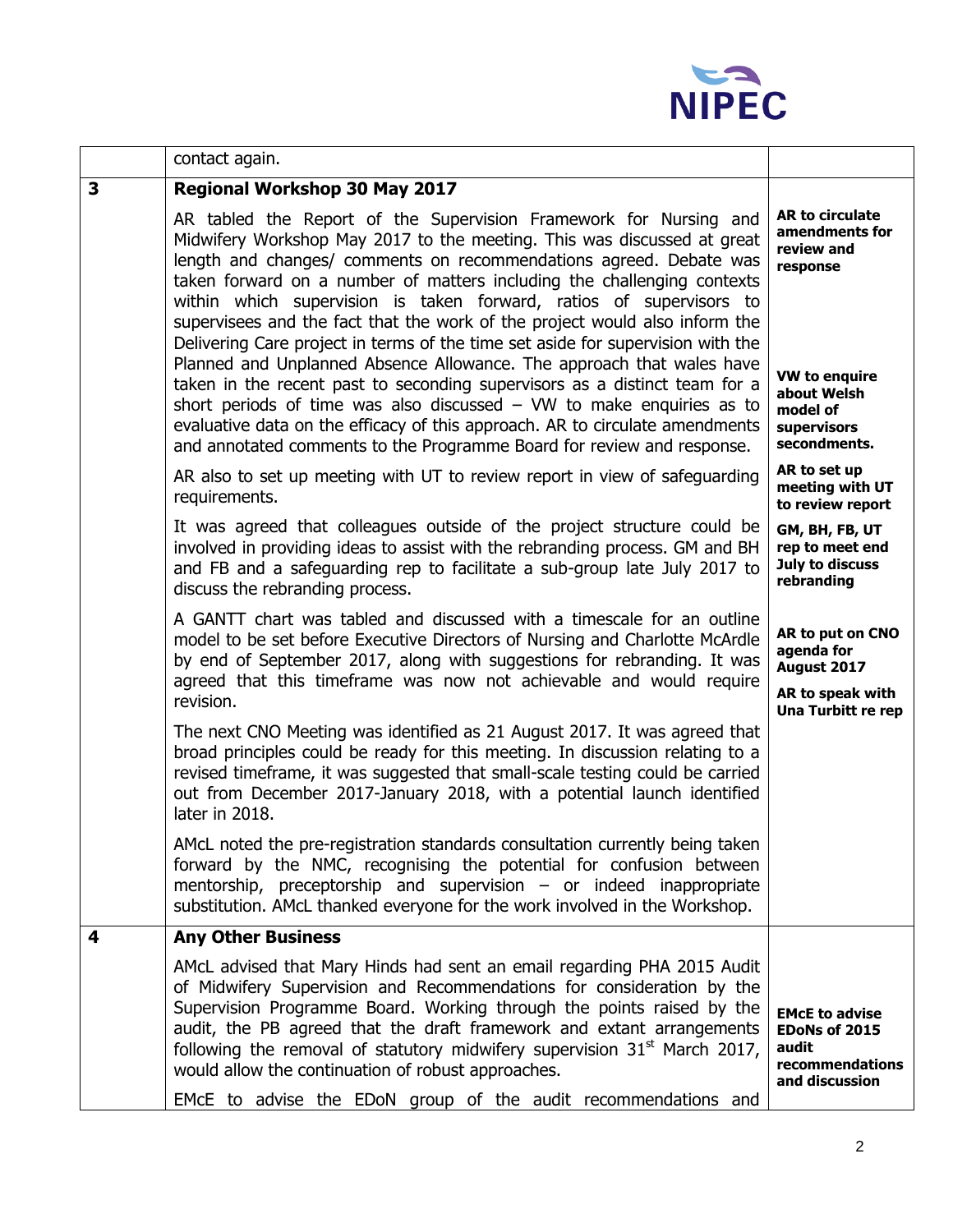| | | |
|---|---|---|
| | contact again. | |
| **3** | **Regional Workshop 30 May 2017** | |
| | AR tabled the Report of the Supervision Framework for Nursing and Midwifery Workshop May 2017 to the meeting. This was discussed at great length and changes/ comments on recommendations agreed. Debate was taken forward on a number of matters including the challenging contexts within which supervision is taken forward, ratios of supervisors to supervisees and the fact that the work of the project would also inform the Delivering Care project in terms of the time set aside for supervision with the Planned and Unplanned Absence Allowance. The approach that wales have taken in the recent past to seconding supervisors as a distinct team for a short periods of time was also discussed – VW to make enquiries as to evaluative data on the efficacy of this approach. AR to circulate amendments and annotated comments to the Programme Board for review and response. | **AR to circulate amendments for review and response**<br><br>**VW to enquire about Welsh model of supervisors secondments.** |
| | AR also to set up meeting with UT to review report in view of safeguarding requirements. | **AR to set up meeting with UT to review report** |
| | It was agreed that colleagues outside of the project structure could be involved in providing ideas to assist with the rebranding process. GM and BH and FB and a safeguarding rep to facilitate a sub-group late July 2017 to discuss the rebranding process. | **GM, BH, FB, UT rep to meet end July to discuss rebranding** |
| | A GANTT chart was tabled and discussed with a timescale for an outline model to be set before Executive Directors of Nursing and Charlotte McArdle by end of September 2017, along with suggestions for rebranding. It was agreed that this timeframe was now not achievable and would require revision. | **AR to put on CNO agenda for August 2017**<br><br>**AR to speak with Una Turbitt re rep** |
| | The next CNO Meeting was identified as 21 August 2017. It was agreed that broad principles could be ready for this meeting. In discussion relating to a revised timeframe, it was suggested that small-scale testing could be carried out from December 2017-January 2018, with a potential launch identified later in 2018. | |
| | AMcL noted the pre-registration standards consultation currently being taken forward by the NMC, recognising the potential for confusion between mentorship, preceptorship and supervision – or indeed inappropriate substitution. AMcL thanked everyone for the work involved in the Workshop. | |
| **4** | **Any Other Business** | |
| | AMcL advised that Mary Hinds had sent an email regarding PHA 2015 Audit of Midwifery Supervision and Recommendations for consideration by the Supervision Programme Board. Working through the points raised by the audit, the PB agreed that the draft framework and extant arrangements following the removal of statutory midwifery supervision 31st March 2017, would allow the continuation of robust approaches.<br><br>EMcE to advise the EDoN group of the audit recommendations and | **EMcE to advise EDoNs of 2015 audit recommendations and discussion** |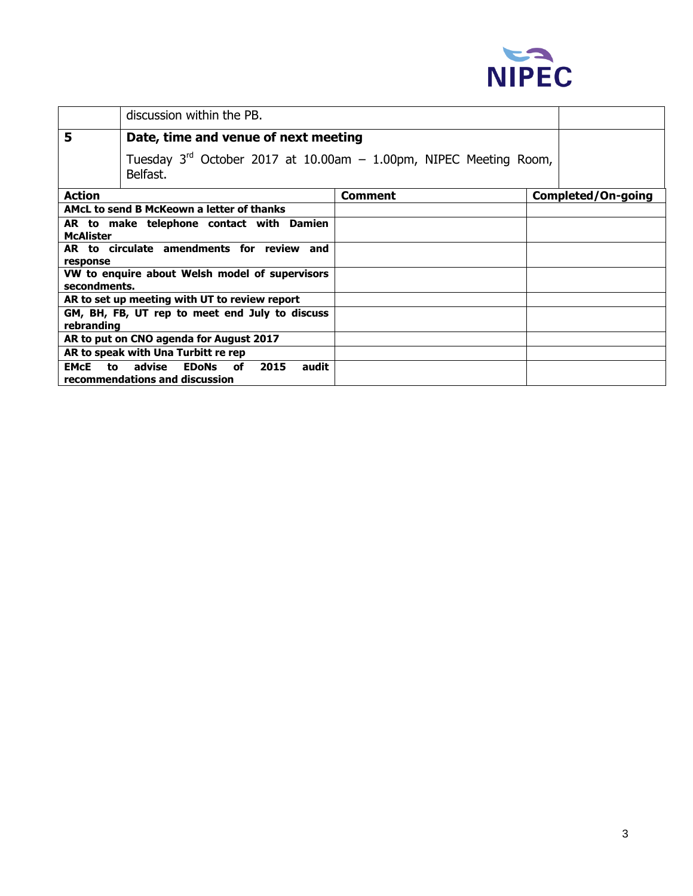| | | |
|---|---|---|
| | discussion within the PB. | |
| **5** | **Date, time and venue of next meeting**<br><br>Tuesday 3rd October 2017 at 10.00am – 1.00pm, NIPEC Meeting Room, Belfast. | |

| Action | Comment | Completed/On-going |
|---|---|---|
| **AMcL to send B McKeown a letter of thanks** | | |
| **AR to make telephone contact with Damien McAlister** | | |
| **AR to circulate amendments for review and response** | | |
| **VW to enquire about Welsh model of supervisors secondments.** | | |
| **AR to set up meeting with UT to review report** | | |
| **GM, BH, FB, UT rep to meet end July to discuss rebranding** | | |
| **AR to put on CNO agenda for August 2017** | | |
| **AR to speak with Una Turbitt re rep** | | |
| **EMcE to advise EDoNs of 2015 audit recommendations and discussion** | | |